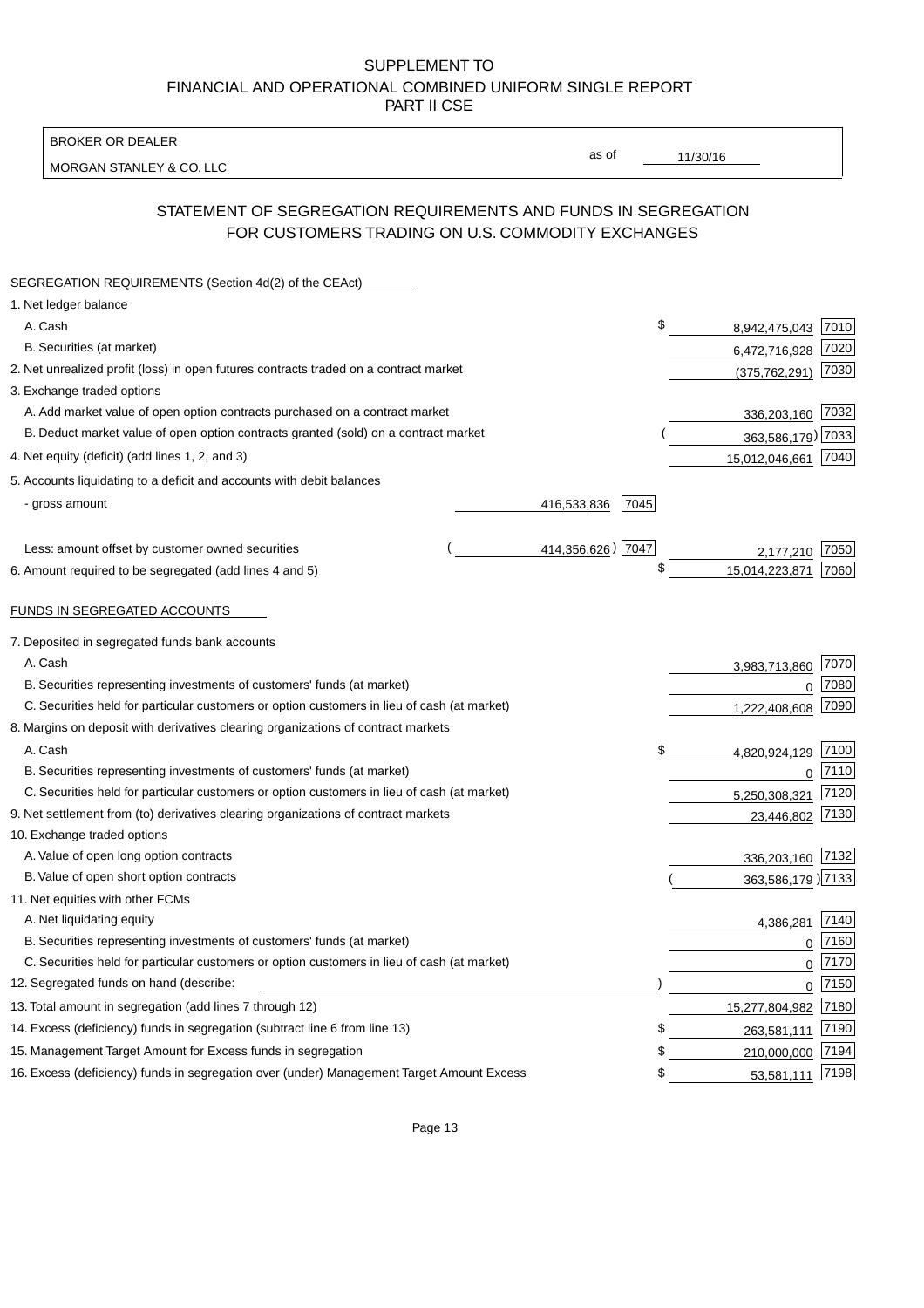SUPPLEMENT TO
FINANCIAL AND OPERATIONAL COMBINED UNIFORM SINGLE REPORT
PART II CSE

| BROKER OR DEALER | | |
|---|---|---|
| MORGAN STANLEY & CO. LLC | as of | 11/30/16 |

## STATEMENT OF SEGREGATION REQUIREMENTS AND FUNDS IN SEGREGATION FOR CUSTOMERS TRADING ON U.S. COMMODITY EXCHANGES

| SEGREGATION REQUIREMENTS (Section 4d(2) of the CEAct) | | | | |
|---|---|---|---|---|
| 1. Net ledger balance | | | | |
| A. Cash | | | $ 8,942,475,043 | 7010 |
| B. Securities (at market) | | | 6,472,716,928 | 7020 |
| 2. Net unrealized profit (loss) in open futures contracts traded on a contract market | | | (375,762,291) | 7030 |
| 3. Exchange traded options | | | | |
| A. Add market value of open option contracts purchased on a contract market | | | 336,203,160 | 7032 |
| B. Deduct market value of open option contracts granted (sold) on a contract market | | | (363,586,179) | 7033 |
| 4. Net equity (deficit) (add lines 1, 2, and 3) | | | 15,012,046,661 | 7040 |
| 5. Accounts liquidating to a deficit and accounts with debit balances | | | | |
| - gross amount | 416,533,836 | 7045 | | |
| Less: amount offset by customer owned securities | (414,356,626) | 7047 | 2,177,210 | 7050 |
| 6. Amount required to be segregated (add lines 4 and 5) | | | $ 15,014,223,871 | 7060 |
| **FUNDS IN SEGREGATED ACCOUNTS** | | | | |
| 7. Deposited in segregated funds bank accounts | | | | |
| A. Cash | | | 3,983,713,860 | 7070 |
| B. Securities representing investments of customers' funds (at market) | | | 0 | 7080 |
| C. Securities held for particular customers or option customers in lieu of cash (at market) | | | 1,222,408,608 | 7090 |
| 8. Margins on deposit with derivatives clearing organizations of contract markets | | | | |
| A. Cash | | | $ 4,820,924,129 | 7100 |
| B. Securities representing investments of customers' funds (at market) | | | 0 | 7110 |
| C. Securities held for particular customers or option customers in lieu of cash (at market) | | | 5,250,308,321 | 7120 |
| 9. Net settlement from (to) derivatives clearing organizations of contract markets | | | 23,446,802 | 7130 |
| 10. Exchange traded options | | | | |
| A. Value of open long option contracts | | | 336,203,160 | 7132 |
| B. Value of open short option contracts | | | (363,586,179) | 7133 |
| 11. Net equities with other FCMs | | | | |
| A. Net liquidating equity | | | 4,386,281 | 7140 |
| B. Securities representing investments of customers' funds (at market) | | | 0 | 7160 |
| C. Securities held for particular customers or option customers in lieu of cash (at market) | | | 0 | 7170 |
| 12. Segregated funds on hand (describe: ) | | | 0 | 7150 |
| 13. Total amount in segregation (add lines 7 through 12) | | | 15,277,804,982 | 7180 |
| 14. Excess (deficiency) funds in segregation (subtract line 6 from line 13) | | | $ 263,581,111 | 7190 |
| 15. Management Target Amount for Excess funds in segregation | | | $ 210,000,000 | 7194 |
| 16. Excess (deficiency) funds in segregation over (under) Management Target Amount Excess | | | $ 53,581,111 | 7198 |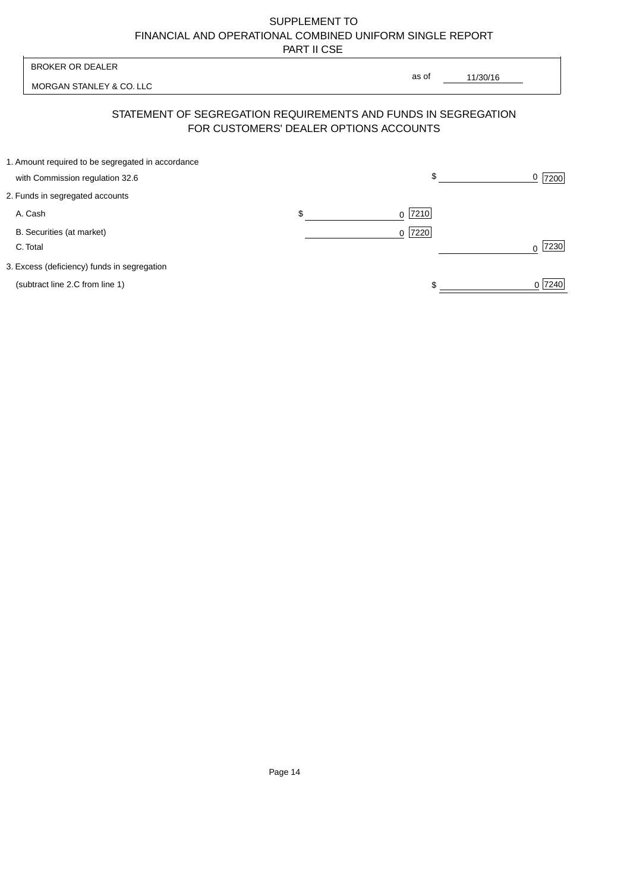SUPPLEMENT TO
FINANCIAL AND OPERATIONAL COMBINED UNIFORM SINGLE REPORT
PART II CSE

BROKER OR DEALER

MORGAN STANLEY & CO. LLC

as of 11/30/16

## STATEMENT OF SEGREGATION REQUIREMENTS AND FUNDS IN SEGREGATION FOR CUSTOMERS' DEALER OPTIONS ACCOUNTS

| | | | | |
|---|---|---|---|---|
| 1. Amount required to be segregated in accordance with Commission regulation 32.6 | | | $ 0 | 7200 |
| 2. Funds in segregated accounts | | | | |
| A. Cash | $ 0 | 7210 | | |
| B. Securities (at market) | 0 | 7220 | | |
| C. Total | | | 0 | 7230 |
| 3. Excess (deficiency) funds in segregation (subtract line 2.C from line 1) | | | $ 0 | 7240 |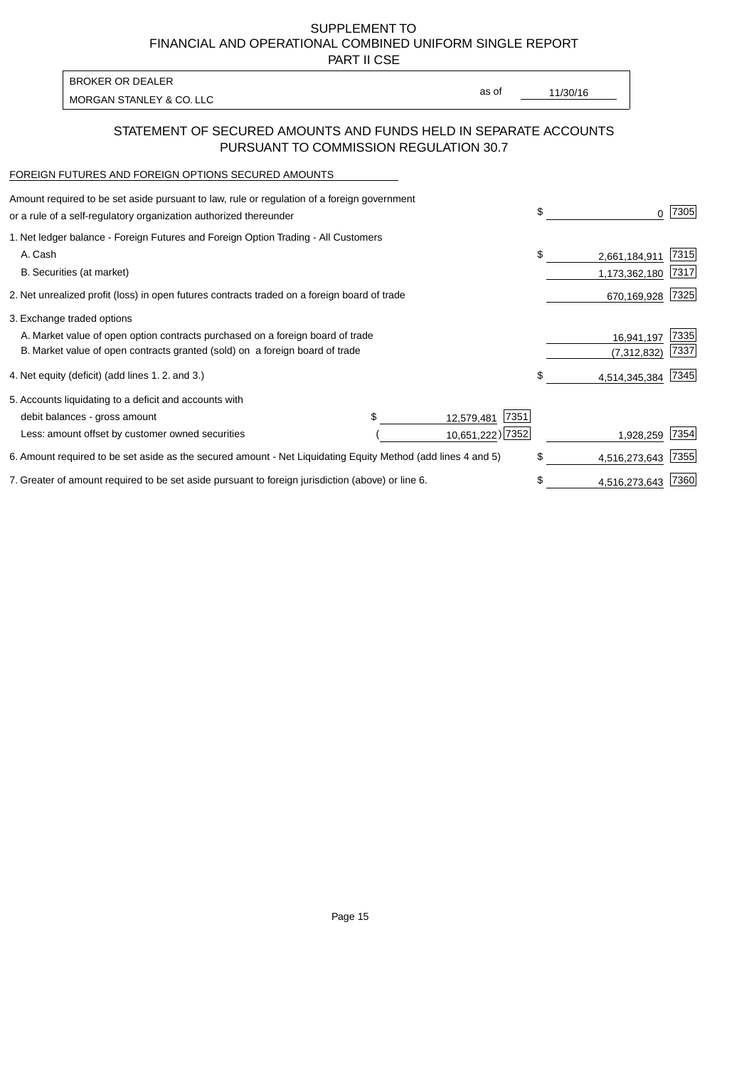# SUPPLEMENT TO
# FINANCIAL AND OPERATIONAL COMBINED UNIFORM SINGLE REPORT
# PART II CSE

| BROKER OR DEALER | | |
|---|---|---|
| MORGAN STANLEY & CO. LLC | as of | 11/30/16 |

## STATEMENT OF SECURED AMOUNTS AND FUNDS HELD IN SEPARATE ACCOUNTS PURSUANT TO COMMISSION REGULATION 30.7

FOREIGN FUTURES AND FOREIGN OPTIONS SECURED AMOUNTS

| | | | | |
|---|---|---|---|---|
| Amount required to be set aside pursuant to law, rule or regulation of a foreign government or a rule of a self-regulatory organization authorized thereunder | | | $ 0 | 7305 |
| 1. Net ledger balance - Foreign Futures and Foreign Option Trading - All Customers | | | | |
| A. Cash | | | $ 2,661,184,911 | 7315 |
| B. Securities (at market) | | | 1,173,362,180 | 7317 |
| 2. Net unrealized profit (loss) in open futures contracts traded on a foreign board of trade | | | 670,169,928 | 7325 |
| 3. Exchange traded options | | | | |
| A. Market value of open option contracts purchased on a foreign board of trade | | | 16,941,197 | 7335 |
| B. Market value of open contracts granted (sold) on a foreign board of trade | | | (7,312,832) | 7337 |
| 4. Net equity (deficit) (add lines 1. 2. and 3.) | | | $ 4,514,345,384 | 7345 |
| 5. Accounts liquidating to a deficit and accounts with | | | | |
| debit balances - gross amount | $ 12,579,481 | 7351 | | |
| Less: amount offset by customer owned securities | ( 10,651,222) | 7352 | 1,928,259 | 7354 |
| 6. Amount required to be set aside as the secured amount - Net Liquidating Equity Method (add lines 4 and 5) | | | $ 4,516,273,643 | 7355 |
| 7. Greater of amount required to be set aside pursuant to foreign jurisdiction (above) or line 6. | | | $ 4,516,273,643 | 7360 |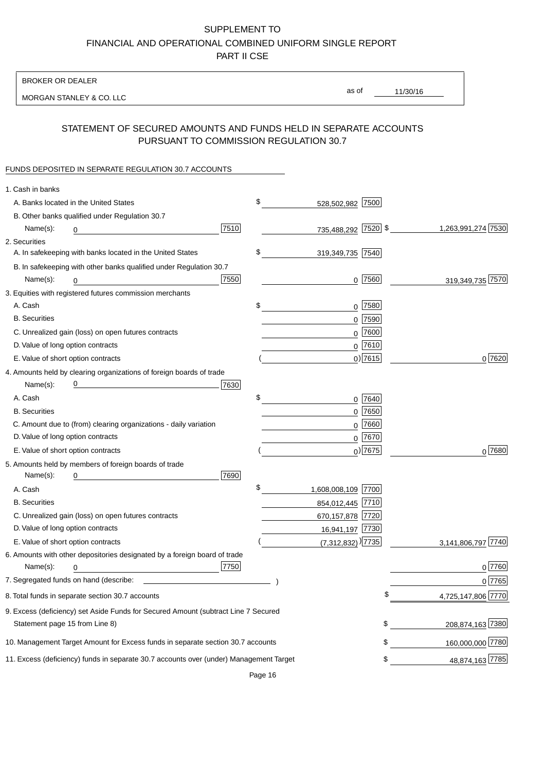SUPPLEMENT TO
FINANCIAL AND OPERATIONAL COMBINED UNIFORM SINGLE REPORT
PART II CSE

BROKER OR DEALER

MORGAN STANLEY & CO. LLC

as of 11/30/16

## STATEMENT OF SECURED AMOUNTS AND FUNDS HELD IN SEPARATE ACCOUNTS PURSUANT TO COMMISSION REGULATION 30.7

FUNDS DEPOSITED IN SEPARATE REGULATION 30.7 ACCOUNTS

| | | | | |
|---|---|---|---|---|
| 1. Cash in banks | | | | |
| A. Banks located in the United States | | $ 528,502,982 | 7500 | |
| B. Other banks qualified under Regulation 30.7 | | | | |
| Name(s): 0 | 7510 | 735,488,292 | 7520 | $ 1,263,991,274 7530 |
| 2. Securities | | | | |
| A. In safekeeping with banks located in the United States | | $ 319,349,735 | 7540 | |
| B. In safekeeping with other banks qualified under Regulation 30.7 | | | | |
| Name(s): 0 | 7550 | 0 | 7560 | 319,349,735 7570 |
| 3. Equities with registered futures commission merchants | | | | |
| A. Cash | | $ 0 | 7580 | |
| B. Securities | | 0 | 7590 | |
| C. Unrealized gain (loss) on open futures contracts | | 0 | 7600 | |
| D. Value of long option contracts | | 0 | 7610 | |
| E. Value of short option contracts | | ( 0) | 7615 | 0 7620 |
| 4. Amounts held by clearing organizations of foreign boards of trade | | | | |
| Name(s): 0 | 7630 | | | |
| A. Cash | | $ 0 | 7640 | |
| B. Securities | | 0 | 7650 | |
| C. Amount due to (from) clearing organizations - daily variation | | 0 | 7660 | |
| D. Value of long option contracts | | 0 | 7670 | |
| E. Value of short option contracts | | ( 0) | 7675 | 0 7680 |
| 5. Amounts held by members of foreign boards of trade | | | | |
| Name(s): 0 | 7690 | | | |
| A. Cash | | $ 1,608,008,109 | 7700 | |
| B. Securities | | 854,012,445 | 7710 | |
| C. Unrealized gain (loss) on open futures contracts | | 670,157,878 | 7720 | |
| D. Value of long option contracts | | 16,941,197 | 7730 | |
| E. Value of short option contracts | | ( (7,312,832) ) | 7735 | 3,141,806,797 7740 |
| 6. Amounts with other depositories designated by a foreign board of trade | | | | |
| Name(s): 0 | 7750 | | | 0 7760 |
| 7. Segregated funds on hand (describe: ) | | | | 0 7765 |
| 8. Total funds in separate section 30.7 accounts | | | | $ 4,725,147,806 7770 |
| 9. Excess (deficiency) set Aside Funds for Secured Amount (subtract Line 7 Secured Statement page 15 from Line 8) | | | | $ 208,874,163 7380 |
| 10. Management Target Amount for Excess funds in separate section 30.7 accounts | | | | $ 160,000,000 7780 |
| 11. Excess (deficiency) funds in separate 30.7 accounts over (under) Management Target | | | | $ 48,874,163 7785 |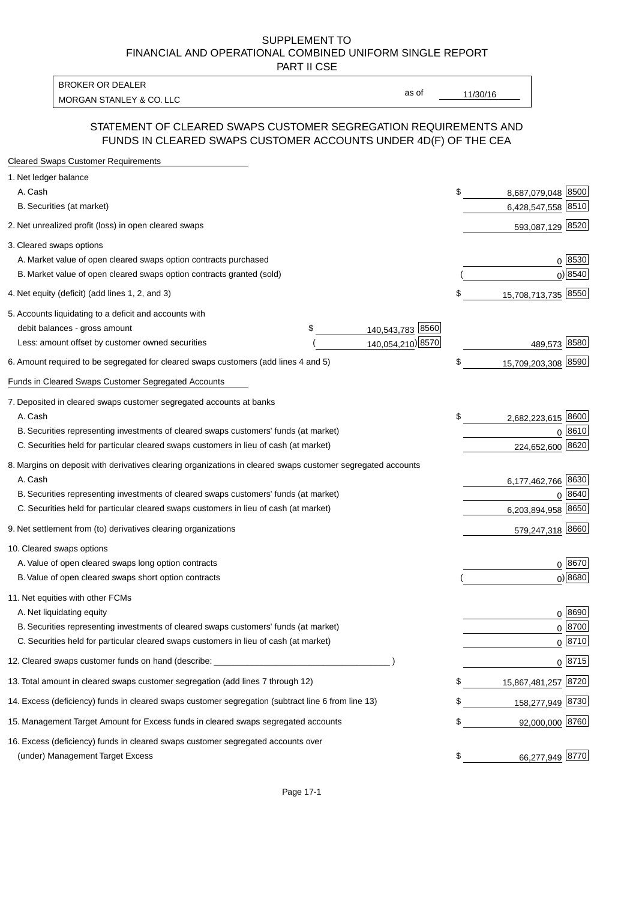SUPPLEMENT TO
FINANCIAL AND OPERATIONAL COMBINED UNIFORM SINGLE REPORT
PART II CSE

BROKER OR DEALER
MORGAN STANLEY & CO. LLC

as of 11/30/16

## STATEMENT OF CLEARED SWAPS CUSTOMER SEGREGATION REQUIREMENTS AND FUNDS IN CLEARED SWAPS CUSTOMER ACCOUNTS UNDER 4D(F) OF THE CEA

| | | | | |
|---|---|---|---|---|
| **Cleared Swaps Customer Requirements** | | | | |
| 1. Net ledger balance | | | | |
| A. Cash | | | $ 8,687,079,048 | 8500 |
| B. Securities (at market) | | | 6,428,547,558 | 8510 |
| 2. Net unrealized profit (loss) in open cleared swaps | | | 593,087,129 | 8520 |
| 3. Cleared swaps options | | | | |
| A. Market value of open cleared swaps option contracts purchased | | | 0 | 8530 |
| B. Market value of open cleared swaps option contracts granted (sold) | | | ( 0) | 8540 |
| 4. Net equity (deficit) (add lines 1, 2, and 3) | | | $ 15,708,713,735 | 8550 |
| 5. Accounts liquidating to a deficit and accounts with | | | | |
| debit balances - gross amount | $ 140,543,783 | 8560 | | |
| Less: amount offset by customer owned securities | ( 140,054,210) | 8570 | 489,573 | 8580 |
| 6. Amount required to be segregated for cleared swaps customers (add lines 4 and 5) | | | $ 15,709,203,308 | 8590 |
| **Funds in Cleared Swaps Customer Segregated Accounts** | | | | |
| 7. Deposited in cleared swaps customer segregated accounts at banks | | | | |
| A. Cash | | | $ 2,682,223,615 | 8600 |
| B. Securities representing investments of cleared swaps customers' funds (at market) | | | 0 | 8610 |
| C. Securities held for particular cleared swaps customers in lieu of cash (at market) | | | 224,652,600 | 8620 |
| 8. Margins on deposit with derivatives clearing organizations in cleared swaps customer segregated accounts | | | | |
| A. Cash | | | 6,177,462,766 | 8630 |
| B. Securities representing investments of cleared swaps customers' funds (at market) | | | 0 | 8640 |
| C. Securities held for particular cleared swaps customers in lieu of cash (at market) | | | 6,203,894,958 | 8650 |
| 9. Net settlement from (to) derivatives clearing organizations | | | 579,247,318 | 8660 |
| 10. Cleared swaps options | | | | |
| A. Value of open cleared swaps long option contracts | | | 0 | 8670 |
| B. Value of open cleared swaps short option contracts | | | ( 0) | 8680 |
| 11. Net equities with other FCMs | | | | |
| A. Net liquidating equity | | | 0 | 8690 |
| B. Securities representing investments of cleared swaps customers' funds (at market) | | | 0 | 8700 |
| C. Securities held for particular cleared swaps customers in lieu of cash (at market) | | | 0 | 8710 |
| 12. Cleared swaps customer funds on hand (describe: ______ ) | | | 0 | 8715 |
| 13. Total amount in cleared swaps customer segregation (add lines 7 through 12) | | | $ 15,867,481,257 | 8720 |
| 14. Excess (deficiency) funds in cleared swaps customer segregation (subtract line 6 from line 13) | | | $ 158,277,949 | 8730 |
| 15. Management Target Amount for Excess funds in cleared swaps segregated accounts | | | $ 92,000,000 | 8760 |
| 16. Excess (deficiency) funds in cleared swaps customer segregated accounts over (under) Management Target Excess | | | $ 66,277,949 | 8770 |